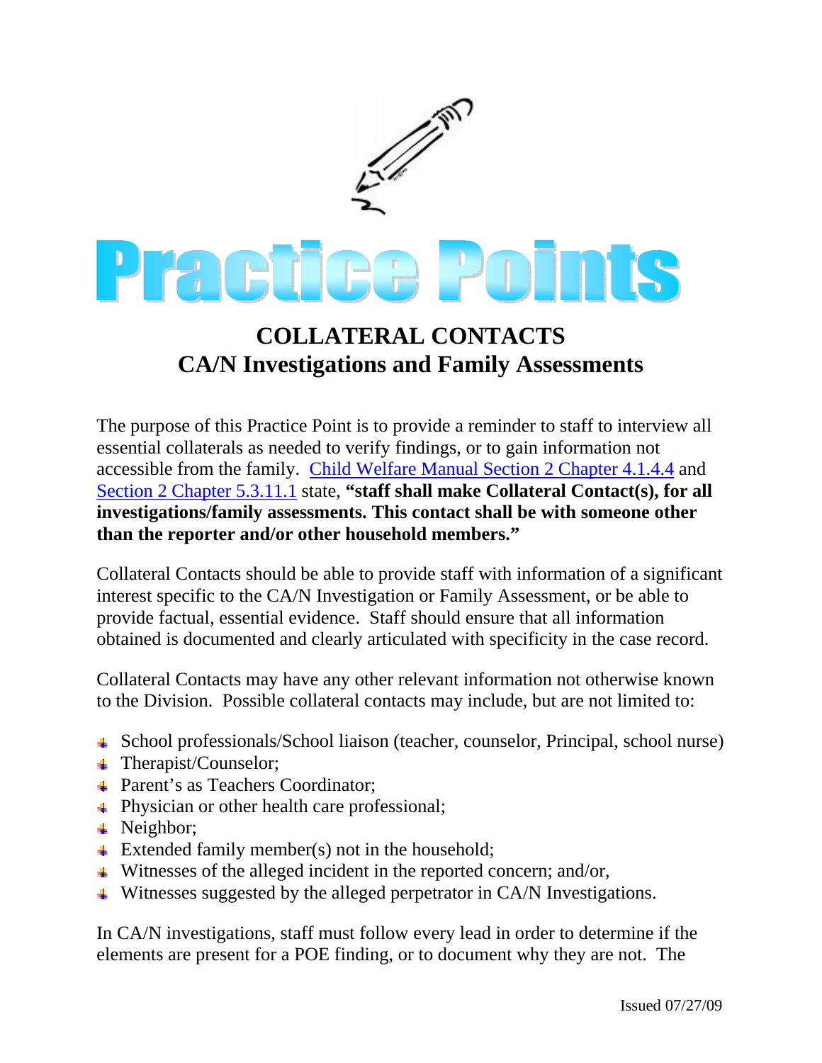# Practice Points

## COLLATERAL CONTACTS
## CA/N Investigations and Family Assessments

The purpose of this Practice Point is to provide a reminder to staff to interview all essential collaterals as needed to verify findings, or to gain information not accessible from the family. Child Welfare Manual Section 2 Chapter 4.1.4.4 and Section 2 Chapter 5.3.11.1 state, **"staff shall make Collateral Contact(s), for all investigations/family assessments. This contact shall be with someone other than the reporter and/or other household members."**

Collateral Contacts should be able to provide staff with information of a significant interest specific to the CA/N Investigation or Family Assessment, or be able to provide factual, essential evidence. Staff should ensure that all information obtained is documented and clearly articulated with specificity in the case record.

Collateral Contacts may have any other relevant information not otherwise known to the Division. Possible collateral contacts may include, but are not limited to:

- School professionals/School liaison (teacher, counselor, Principal, school nurse)
- Therapist/Counselor;
- Parent's as Teachers Coordinator;
- Physician or other health care professional;
- Neighbor;
- Extended family member(s) not in the household;
- Witnesses of the alleged incident in the reported concern; and/or,
- Witnesses suggested by the alleged perpetrator in CA/N Investigations.

In CA/N investigations, staff must follow every lead in order to determine if the elements are present for a POE finding, or to document why they are not. The

Issued 07/27/09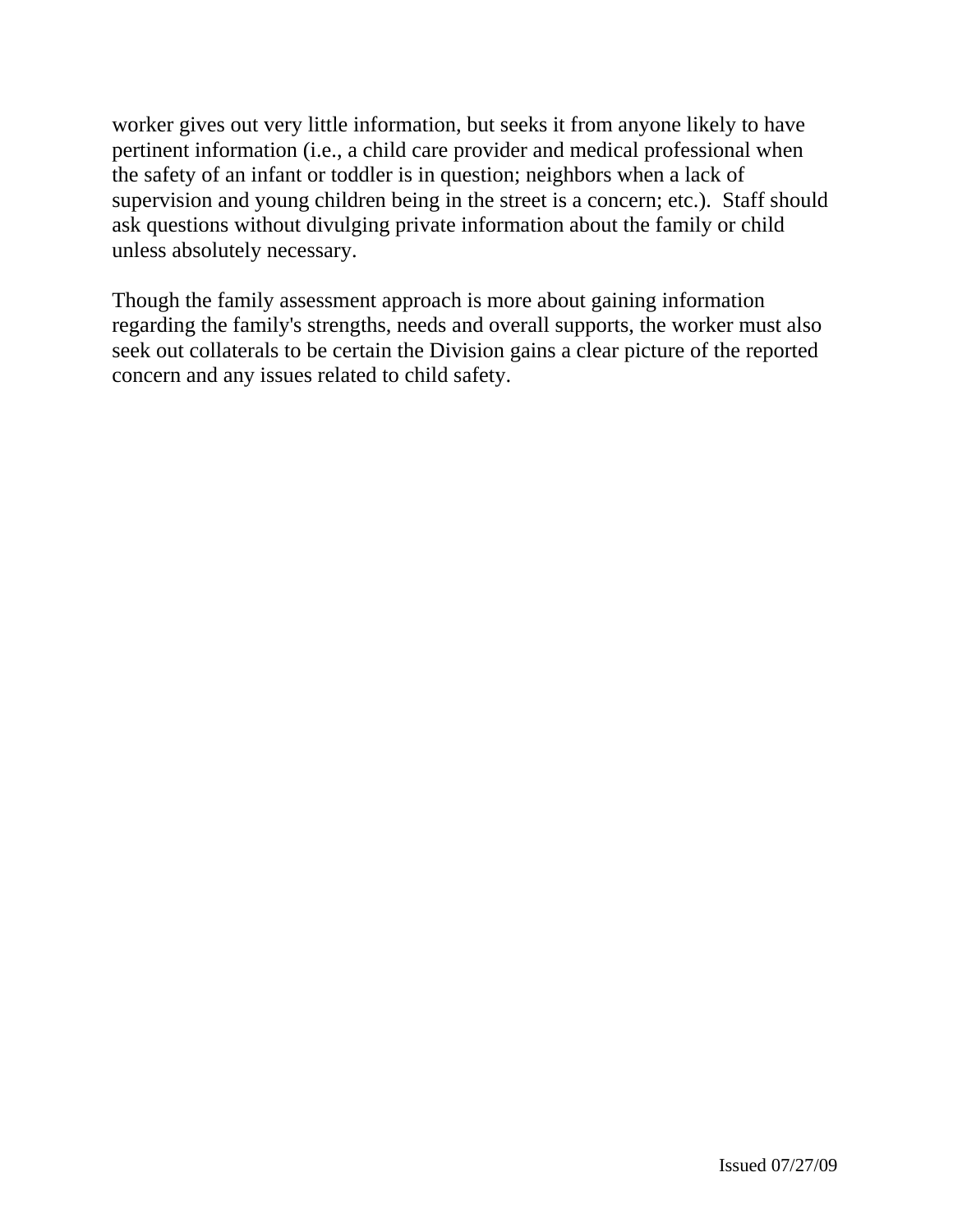worker gives out very little information, but seeks it from anyone likely to have pertinent information (i.e., a child care provider and medical professional when the safety of an infant or toddler is in question; neighbors when a lack of supervision and young children being in the street is a concern; etc.). Staff should ask questions without divulging private information about the family or child unless absolutely necessary.

Though the family assessment approach is more about gaining information regarding the family's strengths, needs and overall supports, the worker must also seek out collaterals to be certain the Division gains a clear picture of the reported concern and any issues related to child safety.